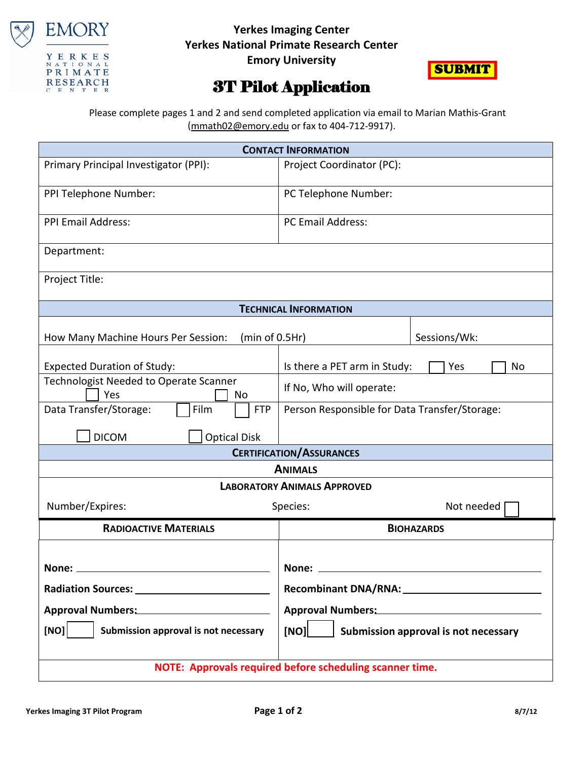**Yerkes Imaging Center**
**Yerkes National Primate Research Center**
**Emory University**

**SUBMIT**

# 3T Pilot Application

Please complete pages 1 and 2 and send completed application via email to Marian Mathis-Grant (mmath02@emory.edu or fax to 404-712-9917).

| **CONTACT INFORMATION** | |
|---|---|
| Primary Principal Investigator (PPI): | Project Coordinator (PC): |
| PPI Telephone Number: | PC Telephone Number: |
| PPI Email Address: | PC Email Address: |
| Department: | |
| Project Title: | |

| **TECHNICAL INFORMATION** | |
|---|---|
| How Many Machine Hours Per Session: (min of 0.5Hr) | Sessions/Wk: |
| Expected Duration of Study: | Is there a PET arm in Study: ☐ Yes ☐ No |
| Technologist Needed to Operate Scanner ☐ Yes ☐ No | If No, Who will operate: |
| Data Transfer/Storage: ☐ Film ☐ FTP ☐ DICOM ☐ Optical Disk | Person Responsible for Data Transfer/Storage: |

| **CERTIFICATION/ASSURANCES** | | |
|---|---|---|
| **ANIMALS** | | |
| **LABORATORY ANIMALS APPROVED** | | |
| Number/Expires: | Species: | Not needed ☐ |

| **RADIOACTIVE MATERIALS** | **BIOHAZARDS** |
|---|---|
| **None:** ______ | **None:** ______ |
| **Radiation Sources:** ______ | **Recombinant DNA/RNA:** ______ |
| **Approval Numbers:** ______ | **Approval Numbers:** ______ |
| **[NO]** ☐ **Submission approval is not necessary** | **[NO]** ☐ **Submission approval is not necessary** |

**NOTE: Approvals required before scheduling scanner time.**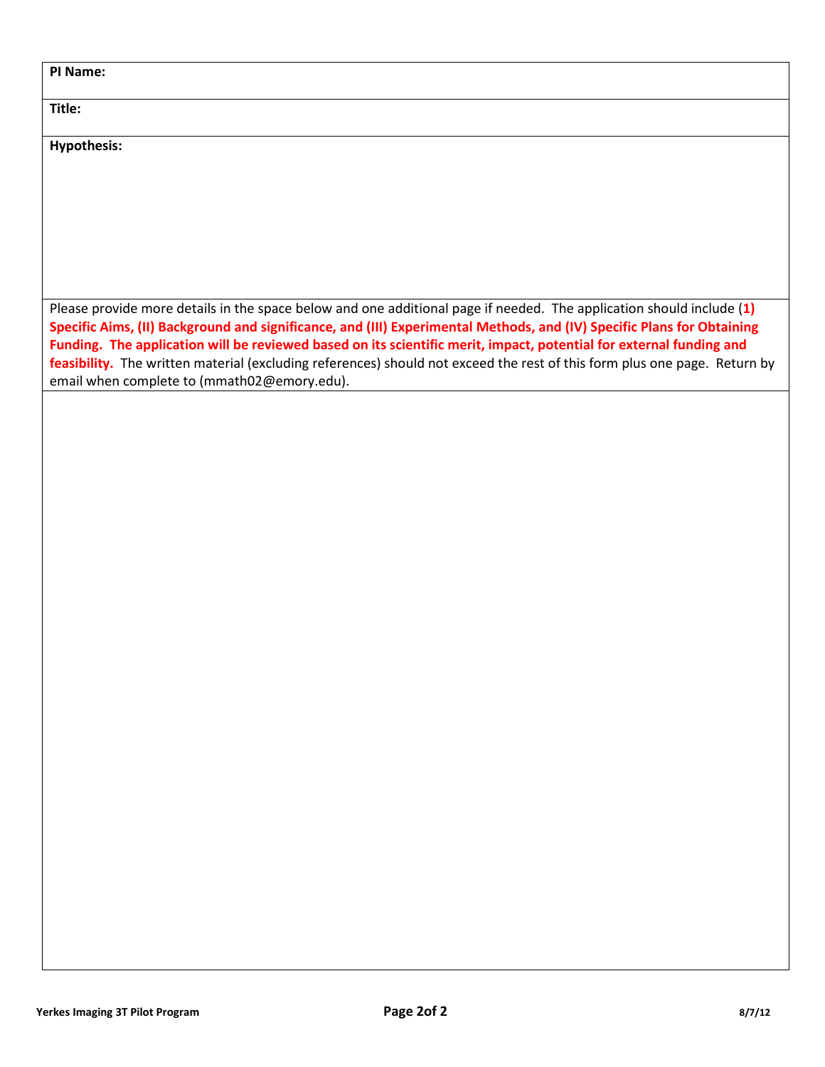**PI Name:**

**Title:**

**Hypothesis:**

Please provide more details in the space below and one additional page if needed. The application should include (**1) Specific Aims, (II) Background and significance, and (III) Experimental Methods, and (IV) Specific Plans for Obtaining Funding. The application will be reviewed based on its scientific merit, impact, potential for external funding and feasibility.** The written material (excluding references) should not exceed the rest of this form plus one page. Return by email when complete to (mmath02@emory.edu).